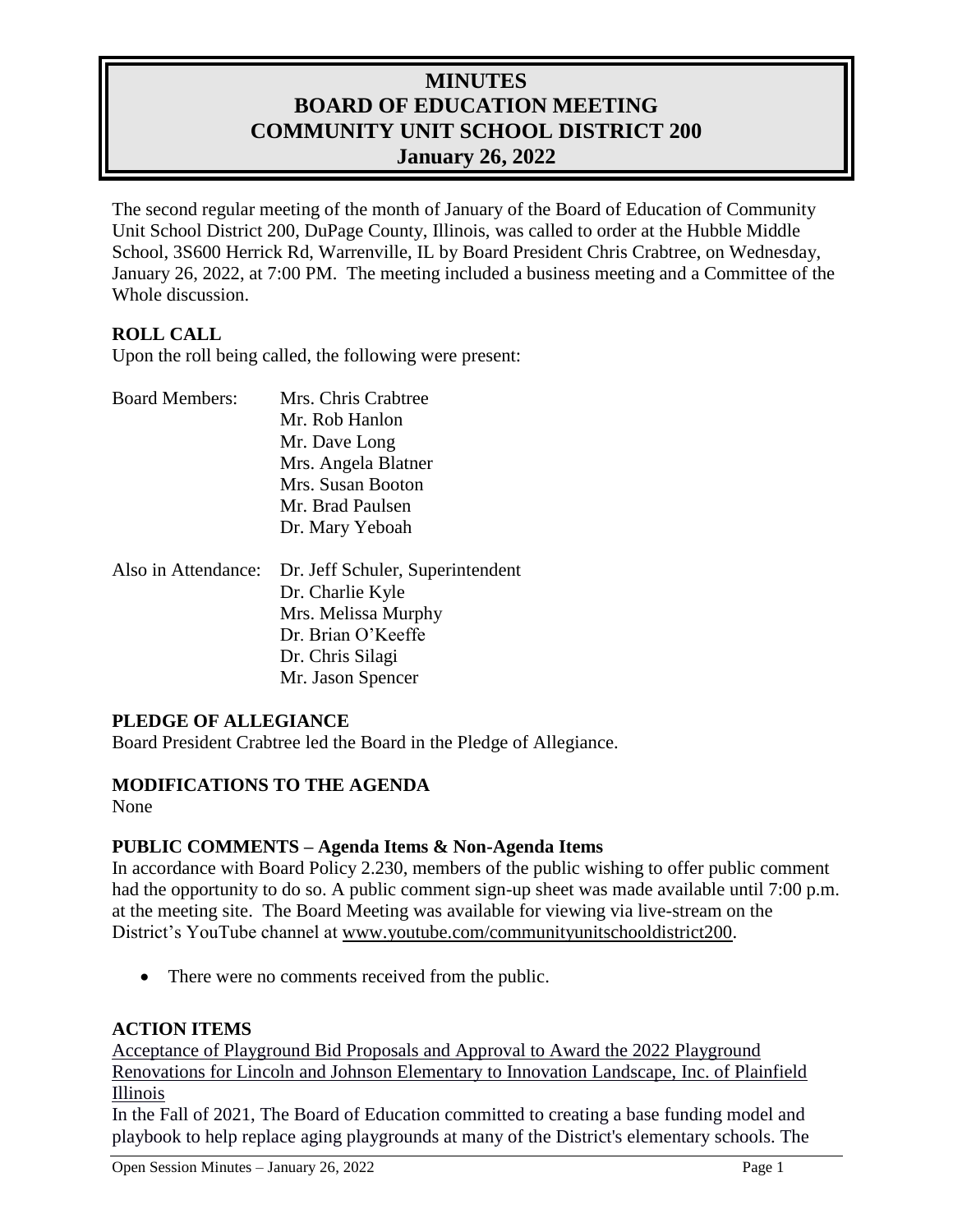# MINUTES
# BOARD OF EDUCATION MEETING
# COMMUNITY UNIT SCHOOL DISTRICT 200
# January 26, 2022

The second regular meeting of the month of January of the Board of Education of Community Unit School District 200, DuPage County, Illinois, was called to order at the Hubble Middle School, 3S600 Herrick Rd, Warrenville, IL by Board President Chris Crabtree, on Wednesday, January 26, 2022, at 7:00 PM. The meeting included a business meeting and a Committee of the Whole discussion.

**ROLL CALL**

Upon the roll being called, the following were present:

Board Members:
- Mrs. Chris Crabtree
- Mr. Rob Hanlon
- Mr. Dave Long
- Mrs. Angela Blatner
- Mrs. Susan Booton
- Mr. Brad Paulsen
- Dr. Mary Yeboah

Also in Attendance:
- Dr. Jeff Schuler, Superintendent
- Dr. Charlie Kyle
- Mrs. Melissa Murphy
- Dr. Brian O'Keeffe
- Dr. Chris Silagi
- Mr. Jason Spencer

**PLEDGE OF ALLEGIANCE**

Board President Crabtree led the Board in the Pledge of Allegiance.

**MODIFICATIONS TO THE AGENDA**

None

**PUBLIC COMMENTS – Agenda Items & Non-Agenda Items**

In accordance with Board Policy 2.230, members of the public wishing to offer public comment had the opportunity to do so. A public comment sign-up sheet was made available until 7:00 p.m. at the meeting site. The Board Meeting was available for viewing via live-stream on the District's YouTube channel at www.youtube.com/communityunitschooldistrict200.

- There were no comments received from the public.

**ACTION ITEMS**

Acceptance of Playground Bid Proposals and Approval to Award the 2022 Playground Renovations for Lincoln and Johnson Elementary to Innovation Landscape, Inc. of Plainfield Illinois

In the Fall of 2021, The Board of Education committed to creating a base funding model and playbook to help replace aging playgrounds at many of the District's elementary schools. The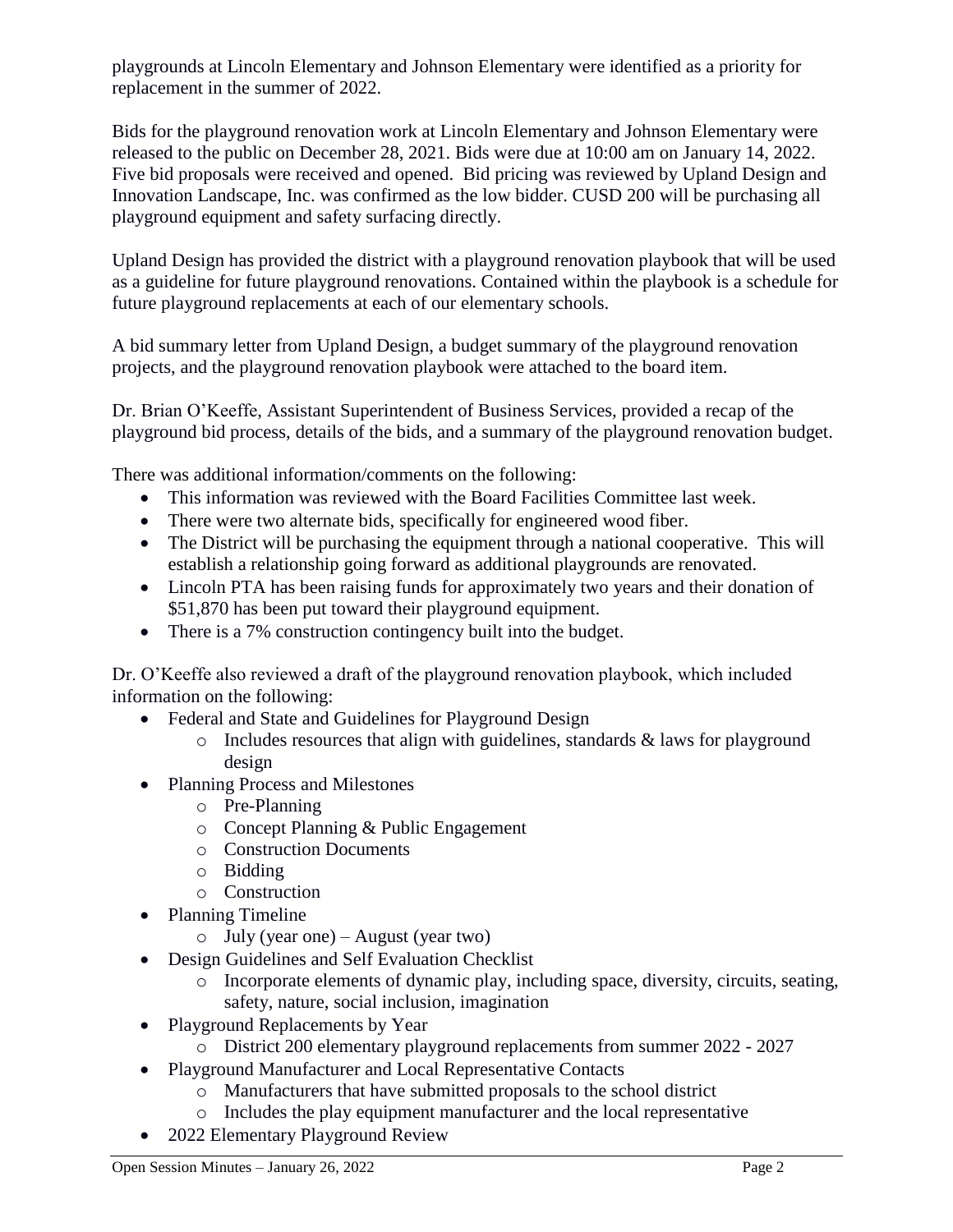playgrounds at Lincoln Elementary and Johnson Elementary were identified as a priority for replacement in the summer of 2022.

Bids for the playground renovation work at Lincoln Elementary and Johnson Elementary were released to the public on December 28, 2021. Bids were due at 10:00 am on January 14, 2022. Five bid proposals were received and opened. Bid pricing was reviewed by Upland Design and Innovation Landscape, Inc. was confirmed as the low bidder. CUSD 200 will be purchasing all playground equipment and safety surfacing directly.

Upland Design has provided the district with a playground renovation playbook that will be used as a guideline for future playground renovations. Contained within the playbook is a schedule for future playground replacements at each of our elementary schools.

A bid summary letter from Upland Design, a budget summary of the playground renovation projects, and the playground renovation playbook were attached to the board item.

Dr. Brian O'Keeffe, Assistant Superintendent of Business Services, provided a recap of the playground bid process, details of the bids, and a summary of the playground renovation budget.

There was additional information/comments on the following:

- This information was reviewed with the Board Facilities Committee last week.
- There were two alternate bids, specifically for engineered wood fiber.
- The District will be purchasing the equipment through a national cooperative. This will establish a relationship going forward as additional playgrounds are renovated.
- Lincoln PTA has been raising funds for approximately two years and their donation of $51,870 has been put toward their playground equipment.
- There is a 7% construction contingency built into the budget.

Dr. O'Keeffe also reviewed a draft of the playground renovation playbook, which included information on the following:

- Federal and State and Guidelines for Playground Design
  - Includes resources that align with guidelines, standards & laws for playground design
- Planning Process and Milestones
  - Pre-Planning
  - Concept Planning & Public Engagement
  - Construction Documents
  - Bidding
  - Construction
- Planning Timeline
  - July (year one) – August (year two)
- Design Guidelines and Self Evaluation Checklist
  - Incorporate elements of dynamic play, including space, diversity, circuits, seating, safety, nature, social inclusion, imagination
- Playground Replacements by Year
  - District 200 elementary playground replacements from summer 2022 - 2027
- Playground Manufacturer and Local Representative Contacts
  - Manufacturers that have submitted proposals to the school district
  - Includes the play equipment manufacturer and the local representative
- 2022 Elementary Playground Review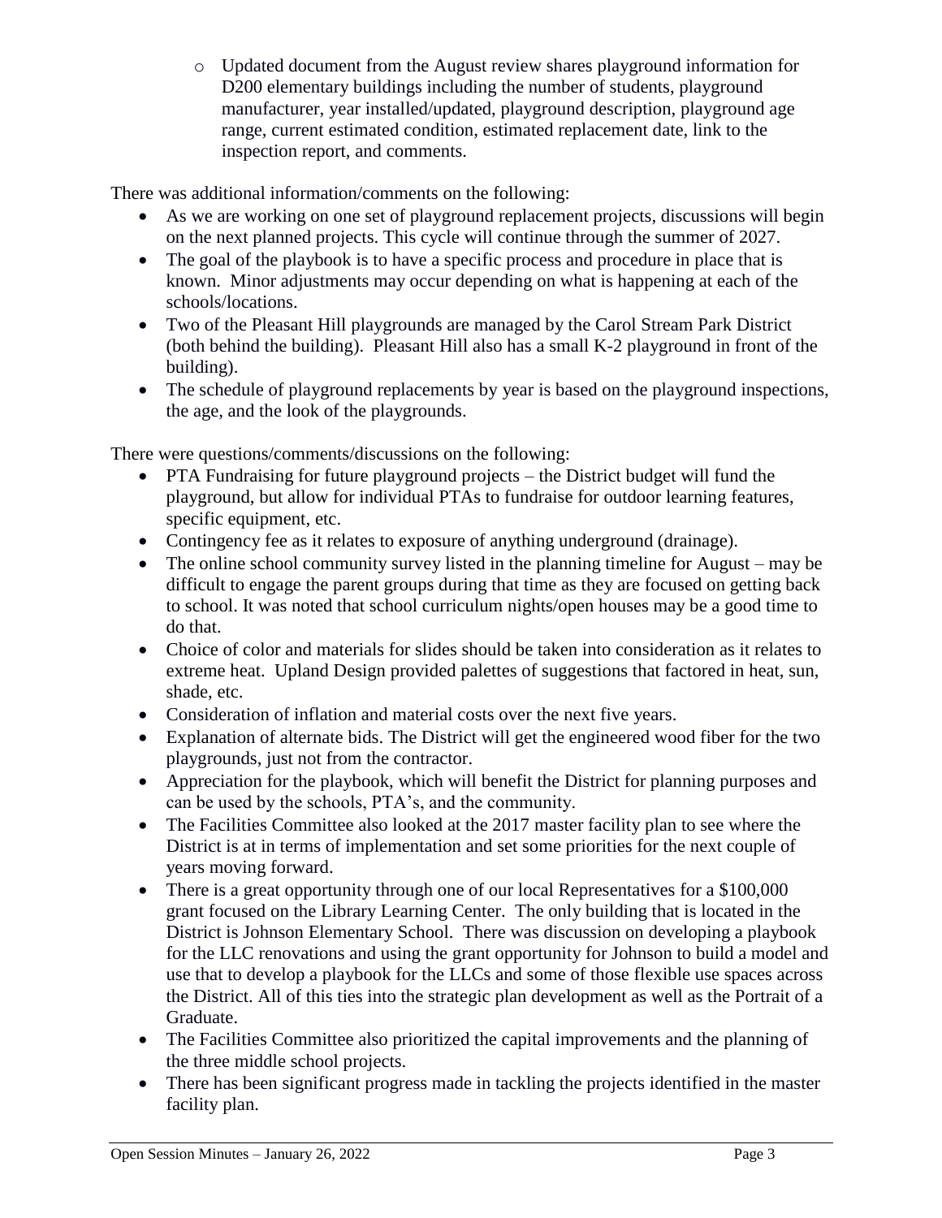- Updated document from the August review shares playground information for D200 elementary buildings including the number of students, playground manufacturer, year installed/updated, playground description, playground age range, current estimated condition, estimated replacement date, link to the inspection report, and comments.

There was additional information/comments on the following:

- As we are working on one set of playground replacement projects, discussions will begin on the next planned projects. This cycle will continue through the summer of 2027.
- The goal of the playbook is to have a specific process and procedure in place that is known. Minor adjustments may occur depending on what is happening at each of the schools/locations.
- Two of the Pleasant Hill playgrounds are managed by the Carol Stream Park District (both behind the building). Pleasant Hill also has a small K-2 playground in front of the building).
- The schedule of playground replacements by year is based on the playground inspections, the age, and the look of the playgrounds.

There were questions/comments/discussions on the following:

- PTA Fundraising for future playground projects – the District budget will fund the playground, but allow for individual PTAs to fundraise for outdoor learning features, specific equipment, etc.
- Contingency fee as it relates to exposure of anything underground (drainage).
- The online school community survey listed in the planning timeline for August – may be difficult to engage the parent groups during that time as they are focused on getting back to school. It was noted that school curriculum nights/open houses may be a good time to do that.
- Choice of color and materials for slides should be taken into consideration as it relates to extreme heat. Upland Design provided palettes of suggestions that factored in heat, sun, shade, etc.
- Consideration of inflation and material costs over the next five years.
- Explanation of alternate bids. The District will get the engineered wood fiber for the two playgrounds, just not from the contractor.
- Appreciation for the playbook, which will benefit the District for planning purposes and can be used by the schools, PTA's, and the community.
- The Facilities Committee also looked at the 2017 master facility plan to see where the District is at in terms of implementation and set some priorities for the next couple of years moving forward.
- There is a great opportunity through one of our local Representatives for a $100,000 grant focused on the Library Learning Center. The only building that is located in the District is Johnson Elementary School. There was discussion on developing a playbook for the LLC renovations and using the grant opportunity for Johnson to build a model and use that to develop a playbook for the LLCs and some of those flexible use spaces across the District. All of this ties into the strategic plan development as well as the Portrait of a Graduate.
- The Facilities Committee also prioritized the capital improvements and the planning of the three middle school projects.
- There has been significant progress made in tackling the projects identified in the master facility plan.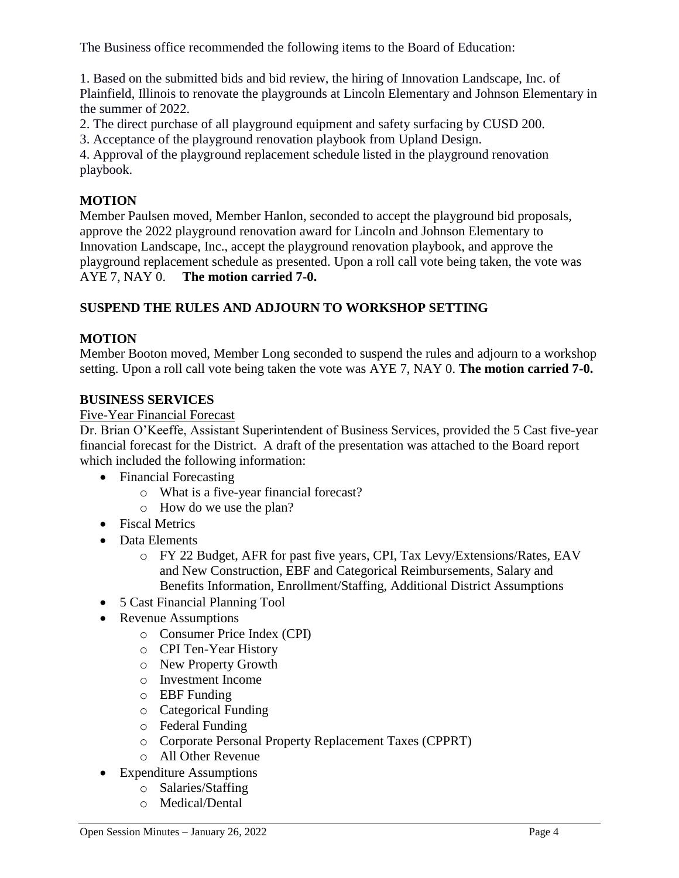The Business office recommended the following items to the Board of Education:

1. Based on the submitted bids and bid review, the hiring of Innovation Landscape, Inc. of Plainfield, Illinois to renovate the playgrounds at Lincoln Elementary and Johnson Elementary in the summer of 2022.
2. The direct purchase of all playground equipment and safety surfacing by CUSD 200.
3. Acceptance of the playground renovation playbook from Upland Design.
4. Approval of the playground replacement schedule listed in the playground renovation playbook.

**MOTION**
Member Paulsen moved, Member Hanlon, seconded to accept the playground bid proposals, approve the 2022 playground renovation award for Lincoln and Johnson Elementary to Innovation Landscape, Inc., accept the playground renovation playbook, and approve the playground replacement schedule as presented. Upon a roll call vote being taken, the vote was AYE 7, NAY 0. **The motion carried 7-0.**

**SUSPEND THE RULES AND ADJOURN TO WORKSHOP SETTING**

**MOTION**
Member Booton moved, Member Long seconded to suspend the rules and adjourn to a workshop setting. Upon a roll call vote being taken the vote was AYE 7, NAY 0. **The motion carried 7-0.**

**BUSINESS SERVICES**

Five-Year Financial Forecast

Dr. Brian O'Keeffe, Assistant Superintendent of Business Services, provided the 5 Cast five-year financial forecast for the District. A draft of the presentation was attached to the Board report which included the following information:

- Financial Forecasting
  - What is a five-year financial forecast?
  - How do we use the plan?
- Fiscal Metrics
- Data Elements
  - FY 22 Budget, AFR for past five years, CPI, Tax Levy/Extensions/Rates, EAV and New Construction, EBF and Categorical Reimbursements, Salary and Benefits Information, Enrollment/Staffing, Additional District Assumptions
- 5 Cast Financial Planning Tool
- Revenue Assumptions
  - Consumer Price Index (CPI)
  - CPI Ten-Year History
  - New Property Growth
  - Investment Income
  - EBF Funding
  - Categorical Funding
  - Federal Funding
  - Corporate Personal Property Replacement Taxes (CPPRT)
  - All Other Revenue
- Expenditure Assumptions
  - Salaries/Staffing
  - Medical/Dental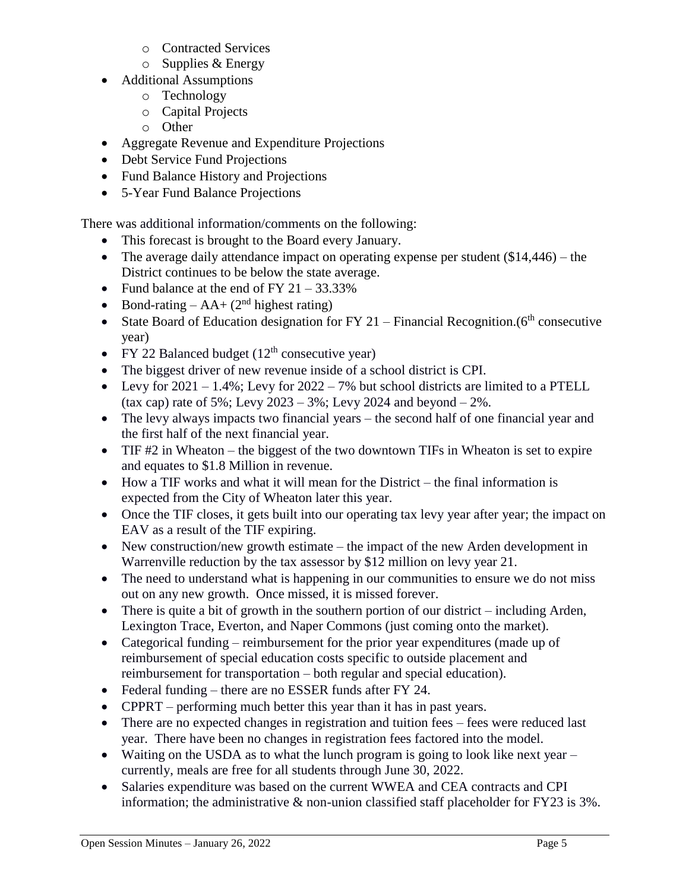- Contracted Services
    - Supplies & Energy
- Additional Assumptions
    - Technology
    - Capital Projects
    - Other
- Aggregate Revenue and Expenditure Projections
- Debt Service Fund Projections
- Fund Balance History and Projections
- 5-Year Fund Balance Projections

There was additional information/comments on the following:

- This forecast is brought to the Board every January.
- The average daily attendance impact on operating expense per student ($14,446) – the District continues to be below the state average.
- Fund balance at the end of FY 21 – 33.33%
- Bond-rating – AA+ (2nd highest rating)
- State Board of Education designation for FY 21 – Financial Recognition.(6th consecutive year)
- FY 22 Balanced budget (12th consecutive year)
- The biggest driver of new revenue inside of a school district is CPI.
- Levy for 2021 – 1.4%; Levy for 2022 – 7% but school districts are limited to a PTELL (tax cap) rate of 5%; Levy 2023 – 3%; Levy 2024 and beyond – 2%.
- The levy always impacts two financial years – the second half of one financial year and the first half of the next financial year.
- TIF #2 in Wheaton – the biggest of the two downtown TIFs in Wheaton is set to expire and equates to $1.8 Million in revenue.
- How a TIF works and what it will mean for the District – the final information is expected from the City of Wheaton later this year.
- Once the TIF closes, it gets built into our operating tax levy year after year; the impact on EAV as a result of the TIF expiring.
- New construction/new growth estimate – the impact of the new Arden development in Warrenville reduction by the tax assessor by $12 million on levy year 21.
- The need to understand what is happening in our communities to ensure we do not miss out on any new growth. Once missed, it is missed forever.
- There is quite a bit of growth in the southern portion of our district – including Arden, Lexington Trace, Everton, and Naper Commons (just coming onto the market).
- Categorical funding – reimbursement for the prior year expenditures (made up of reimbursement of special education costs specific to outside placement and reimbursement for transportation – both regular and special education).
- Federal funding – there are no ESSER funds after FY 24.
- CPPRT – performing much better this year than it has in past years.
- There are no expected changes in registration and tuition fees – fees were reduced last year. There have been no changes in registration fees factored into the model.
- Waiting on the USDA as to what the lunch program is going to look like next year – currently, meals are free for all students through June 30, 2022.
- Salaries expenditure was based on the current WWEA and CEA contracts and CPI information; the administrative & non-union classified staff placeholder for FY23 is 3%.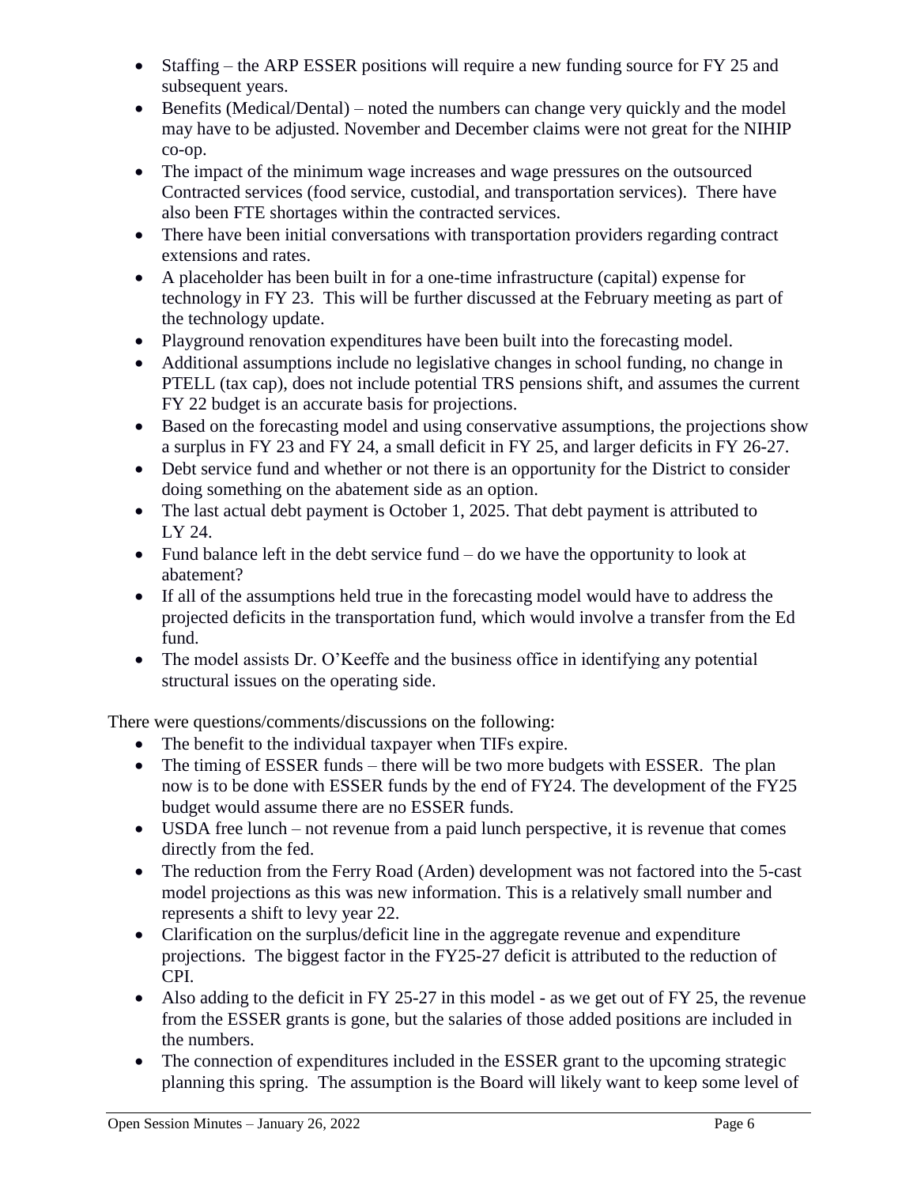- Staffing – the ARP ESSER positions will require a new funding source for FY 25 and subsequent years.
- Benefits (Medical/Dental) – noted the numbers can change very quickly and the model may have to be adjusted. November and December claims were not great for the NIHIP co-op.
- The impact of the minimum wage increases and wage pressures on the outsourced Contracted services (food service, custodial, and transportation services). There have also been FTE shortages within the contracted services.
- There have been initial conversations with transportation providers regarding contract extensions and rates.
- A placeholder has been built in for a one-time infrastructure (capital) expense for technology in FY 23. This will be further discussed at the February meeting as part of the technology update.
- Playground renovation expenditures have been built into the forecasting model.
- Additional assumptions include no legislative changes in school funding, no change in PTELL (tax cap), does not include potential TRS pensions shift, and assumes the current FY 22 budget is an accurate basis for projections.
- Based on the forecasting model and using conservative assumptions, the projections show a surplus in FY 23 and FY 24, a small deficit in FY 25, and larger deficits in FY 26-27.
- Debt service fund and whether or not there is an opportunity for the District to consider doing something on the abatement side as an option.
- The last actual debt payment is October 1, 2025. That debt payment is attributed to LY 24.
- Fund balance left in the debt service fund – do we have the opportunity to look at abatement?
- If all of the assumptions held true in the forecasting model would have to address the projected deficits in the transportation fund, which would involve a transfer from the Ed fund.
- The model assists Dr. O'Keeffe and the business office in identifying any potential structural issues on the operating side.

There were questions/comments/discussions on the following:

- The benefit to the individual taxpayer when TIFs expire.
- The timing of ESSER funds – there will be two more budgets with ESSER. The plan now is to be done with ESSER funds by the end of FY24. The development of the FY25 budget would assume there are no ESSER funds.
- USDA free lunch – not revenue from a paid lunch perspective, it is revenue that comes directly from the fed.
- The reduction from the Ferry Road (Arden) development was not factored into the 5-cast model projections as this was new information. This is a relatively small number and represents a shift to levy year 22.
- Clarification on the surplus/deficit line in the aggregate revenue and expenditure projections. The biggest factor in the FY25-27 deficit is attributed to the reduction of CPI.
- Also adding to the deficit in FY 25-27 in this model - as we get out of FY 25, the revenue from the ESSER grants is gone, but the salaries of those added positions are included in the numbers.
- The connection of expenditures included in the ESSER grant to the upcoming strategic planning this spring. The assumption is the Board will likely want to keep some level of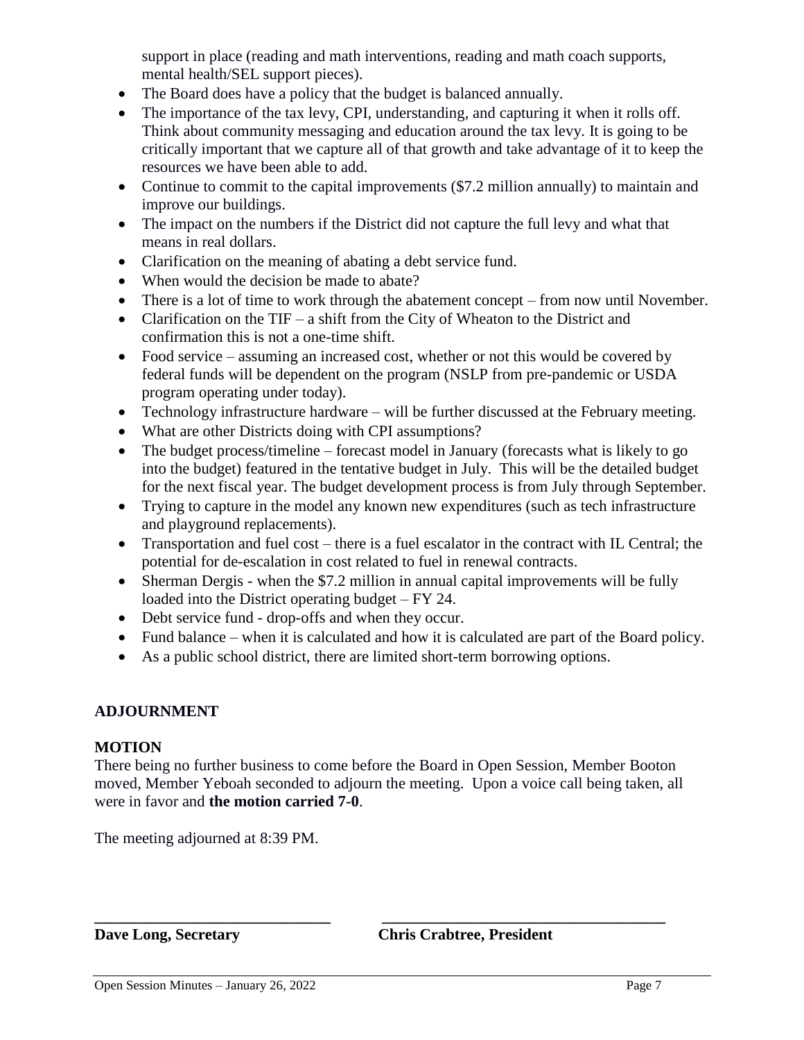support in place (reading and math interventions, reading and math coach supports, mental health/SEL support pieces).

- The Board does have a policy that the budget is balanced annually.
- The importance of the tax levy, CPI, understanding, and capturing it when it rolls off. Think about community messaging and education around the tax levy. It is going to be critically important that we capture all of that growth and take advantage of it to keep the resources we have been able to add.
- Continue to commit to the capital improvements ($7.2 million annually) to maintain and improve our buildings.
- The impact on the numbers if the District did not capture the full levy and what that means in real dollars.
- Clarification on the meaning of abating a debt service fund.
- When would the decision be made to abate?
- There is a lot of time to work through the abatement concept – from now until November.
- Clarification on the TIF – a shift from the City of Wheaton to the District and confirmation this is not a one-time shift.
- Food service – assuming an increased cost, whether or not this would be covered by federal funds will be dependent on the program (NSLP from pre-pandemic or USDA program operating under today).
- Technology infrastructure hardware – will be further discussed at the February meeting.
- What are other Districts doing with CPI assumptions?
- The budget process/timeline – forecast model in January (forecasts what is likely to go into the budget) featured in the tentative budget in July. This will be the detailed budget for the next fiscal year. The budget development process is from July through September.
- Trying to capture in the model any known new expenditures (such as tech infrastructure and playground replacements).
- Transportation and fuel cost – there is a fuel escalator in the contract with IL Central; the potential for de-escalation in cost related to fuel in renewal contracts.
- Sherman Dergis - when the $7.2 million in annual capital improvements will be fully loaded into the District operating budget – FY 24.
- Debt service fund - drop-offs and when they occur.
- Fund balance – when it is calculated and how it is calculated are part of the Board policy.
- As a public school district, there are limited short-term borrowing options.

**ADJOURNMENT**

**MOTION**

There being no further business to come before the Board in Open Session, Member Booton moved, Member Yeboah seconded to adjourn the meeting. Upon a voice call being taken, all were in favor and **the motion carried 7-0**.

The meeting adjourned at 8:39 PM.

______________________________ ______________________________

**Dave Long, Secretary** **Chris Crabtree, President**